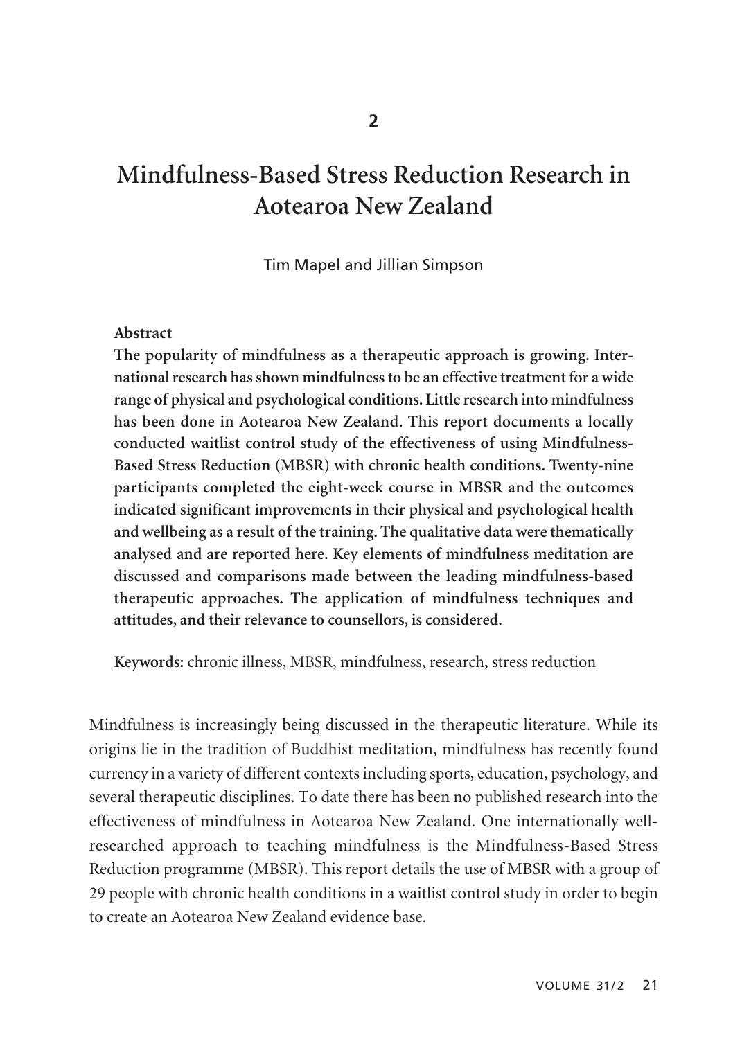2

# Mindfulness-Based Stress Reduction Research in Aotearoa New Zealand

Tim Mapel and Jillian Simpson

**Abstract**

**The popularity of mindfulness as a therapeutic approach is growing. International research has shown mindfulness to be an effective treatment for a wide range of physical and psychological conditions. Little research into mindfulness has been done in Aotearoa New Zealand. This report documents a locally conducted waitlist control study of the effectiveness of using Mindfulness-Based Stress Reduction (MBSR) with chronic health conditions. Twenty-nine participants completed the eight-week course in MBSR and the outcomes indicated significant improvements in their physical and psychological health and wellbeing as a result of the training. The qualitative data were thematically analysed and are reported here. Key elements of mindfulness meditation are discussed and comparisons made between the leading mindfulness-based therapeutic approaches. The application of mindfulness techniques and attitudes, and their relevance to counsellors, is considered.**

**Keywords:** chronic illness, MBSR, mindfulness, research, stress reduction

Mindfulness is increasingly being discussed in the therapeutic literature. While its origins lie in the tradition of Buddhist meditation, mindfulness has recently found currency in a variety of different contexts including sports, education, psychology, and several therapeutic disciplines. To date there has been no published research into the effectiveness of mindfulness in Aotearoa New Zealand. One internationally well-researched approach to teaching mindfulness is the Mindfulness-Based Stress Reduction programme (MBSR). This report details the use of MBSR with a group of 29 people with chronic health conditions in a waitlist control study in order to begin to create an Aotearoa New Zealand evidence base.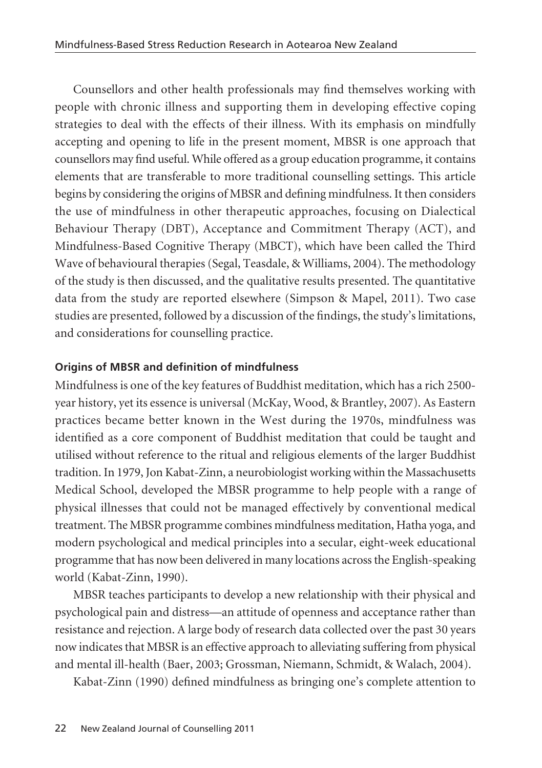Counsellors and other health professionals may find themselves working with people with chronic illness and supporting them in developing effective coping strategies to deal with the effects of their illness. With its emphasis on mindfully accepting and opening to life in the present moment, MBSR is one approach that counsellors may find useful. While offered as a group education programme, it contains elements that are transferable to more traditional counselling settings. This article begins by considering the origins of MBSR and defining mindfulness. It then considers the use of mindfulness in other therapeutic approaches, focusing on Dialectical Behaviour Therapy (DBT), Acceptance and Commitment Therapy (ACT), and Mindfulness-Based Cognitive Therapy (MBCT), which have been called the Third Wave of behavioural therapies (Segal, Teasdale, & Williams, 2004). The methodology of the study is then discussed, and the qualitative results presented. The quantitative data from the study are reported elsewhere (Simpson & Mapel, 2011). Two case studies are presented, followed by a discussion of the findings, the study's limitations, and considerations for counselling practice.

### Origins of MBSR and definition of mindfulness

Mindfulness is one of the key features of Buddhist meditation, which has a rich 2500-year history, yet its essence is universal (McKay, Wood, & Brantley, 2007). As Eastern practices became better known in the West during the 1970s, mindfulness was identified as a core component of Buddhist meditation that could be taught and utilised without reference to the ritual and religious elements of the larger Buddhist tradition. In 1979, Jon Kabat-Zinn, a neurobiologist working within the Massachusetts Medical School, developed the MBSR programme to help people with a range of physical illnesses that could not be managed effectively by conventional medical treatment. The MBSR programme combines mindfulness meditation, Hatha yoga, and modern psychological and medical principles into a secular, eight-week educational programme that has now been delivered in many locations across the English-speaking world (Kabat-Zinn, 1990).

MBSR teaches participants to develop a new relationship with their physical and psychological pain and distress—an attitude of openness and acceptance rather than resistance and rejection. A large body of research data collected over the past 30 years now indicates that MBSR is an effective approach to alleviating suffering from physical and mental ill-health (Baer, 2003; Grossman, Niemann, Schmidt, & Walach, 2004).

Kabat-Zinn (1990) defined mindfulness as bringing one's complete attention to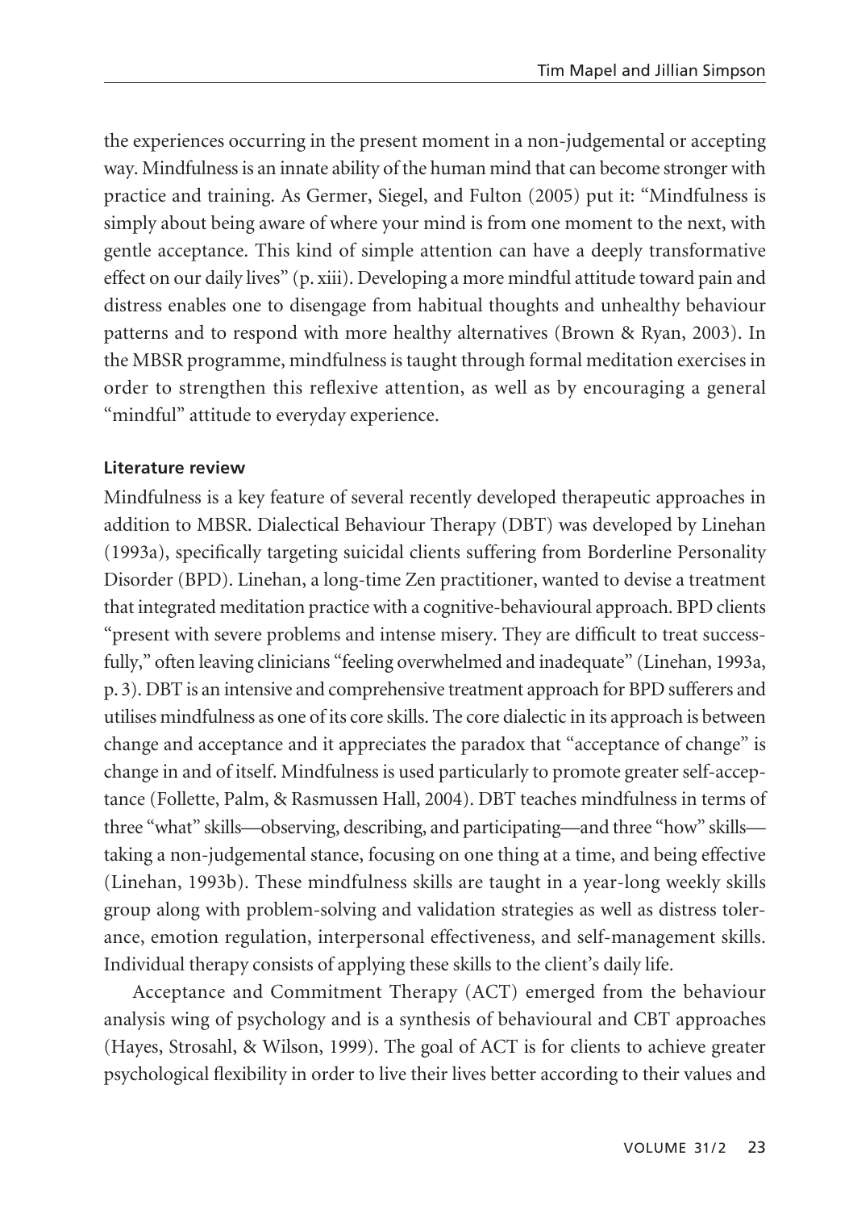the experiences occurring in the present moment in a non-judgemental or accepting way. Mindfulness is an innate ability of the human mind that can become stronger with practice and training. As Germer, Siegel, and Fulton (2005) put it: "Mindfulness is simply about being aware of where your mind is from one moment to the next, with gentle acceptance. This kind of simple attention can have a deeply transformative effect on our daily lives" (p. xiii). Developing a more mindful attitude toward pain and distress enables one to disengage from habitual thoughts and unhealthy behaviour patterns and to respond with more healthy alternatives (Brown & Ryan, 2003). In the MBSR programme, mindfulness is taught through formal meditation exercises in order to strengthen this reflexive attention, as well as by encouraging a general "mindful" attitude to everyday experience.

### Literature review

Mindfulness is a key feature of several recently developed therapeutic approaches in addition to MBSR. Dialectical Behaviour Therapy (DBT) was developed by Linehan (1993a), specifically targeting suicidal clients suffering from Borderline Personality Disorder (BPD). Linehan, a long-time Zen practitioner, wanted to devise a treatment that integrated meditation practice with a cognitive-behavioural approach. BPD clients "present with severe problems and intense misery. They are difficult to treat successfully," often leaving clinicians "feeling overwhelmed and inadequate" (Linehan, 1993a, p. 3). DBT is an intensive and comprehensive treatment approach for BPD sufferers and utilises mindfulness as one of its core skills. The core dialectic in its approach is between change and acceptance and it appreciates the paradox that "acceptance of change" is change in and of itself. Mindfulness is used particularly to promote greater self-acceptance (Follette, Palm, & Rasmussen Hall, 2004). DBT teaches mindfulness in terms of three "what" skills—observing, describing, and participating—and three "how" skills—taking a non-judgemental stance, focusing on one thing at a time, and being effective (Linehan, 1993b). These mindfulness skills are taught in a year-long weekly skills group along with problem-solving and validation strategies as well as distress tolerance, emotion regulation, interpersonal effectiveness, and self-management skills. Individual therapy consists of applying these skills to the client's daily life.

Acceptance and Commitment Therapy (ACT) emerged from the behaviour analysis wing of psychology and is a synthesis of behavioural and CBT approaches (Hayes, Strosahl, & Wilson, 1999). The goal of ACT is for clients to achieve greater psychological flexibility in order to live their lives better according to their values and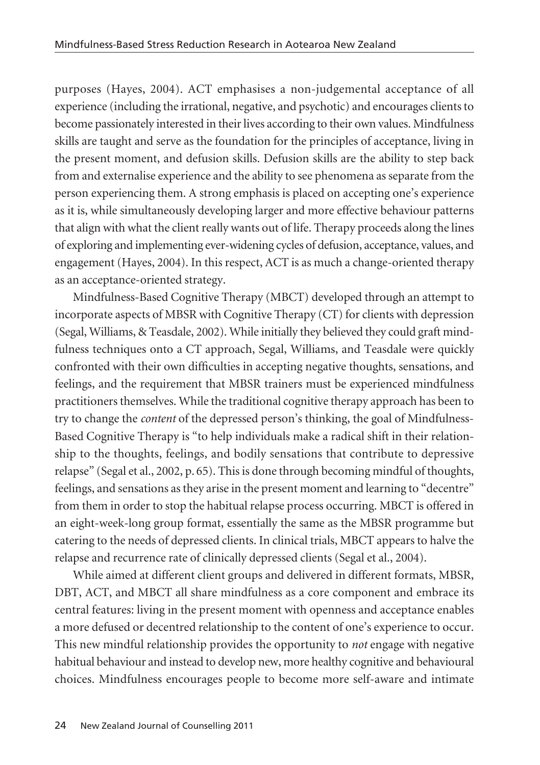purposes (Hayes, 2004). ACT emphasises a non-judgemental acceptance of all experience (including the irrational, negative, and psychotic) and encourages clients to become passionately interested in their lives according to their own values. Mindfulness skills are taught and serve as the foundation for the principles of acceptance, living in the present moment, and defusion skills. Defusion skills are the ability to step back from and externalise experience and the ability to see phenomena as separate from the person experiencing them. A strong emphasis is placed on accepting one's experience as it is, while simultaneously developing larger and more effective behaviour patterns that align with what the client really wants out of life. Therapy proceeds along the lines of exploring and implementing ever-widening cycles of defusion, acceptance, values, and engagement (Hayes, 2004). In this respect, ACT is as much a change-oriented therapy as an acceptance-oriented strategy.

Mindfulness-Based Cognitive Therapy (MBCT) developed through an attempt to incorporate aspects of MBSR with Cognitive Therapy (CT) for clients with depression (Segal, Williams, & Teasdale, 2002). While initially they believed they could graft mindfulness techniques onto a CT approach, Segal, Williams, and Teasdale were quickly confronted with their own difficulties in accepting negative thoughts, sensations, and feelings, and the requirement that MBSR trainers must be experienced mindfulness practitioners themselves. While the traditional cognitive therapy approach has been to try to change the *content* of the depressed person's thinking, the goal of Mindfulness-Based Cognitive Therapy is "to help individuals make a radical shift in their relationship to the thoughts, feelings, and bodily sensations that contribute to depressive relapse" (Segal et al., 2002, p. 65). This is done through becoming mindful of thoughts, feelings, and sensations as they arise in the present moment and learning to "decentre" from them in order to stop the habitual relapse process occurring. MBCT is offered in an eight-week-long group format, essentially the same as the MBSR programme but catering to the needs of depressed clients. In clinical trials, MBCT appears to halve the relapse and recurrence rate of clinically depressed clients (Segal et al., 2004).

While aimed at different client groups and delivered in different formats, MBSR, DBT, ACT, and MBCT all share mindfulness as a core component and embrace its central features: living in the present moment with openness and acceptance enables a more defused or decentred relationship to the content of one's experience to occur. This new mindful relationship provides the opportunity to *not* engage with negative habitual behaviour and instead to develop new, more healthy cognitive and behavioural choices. Mindfulness encourages people to become more self-aware and intimate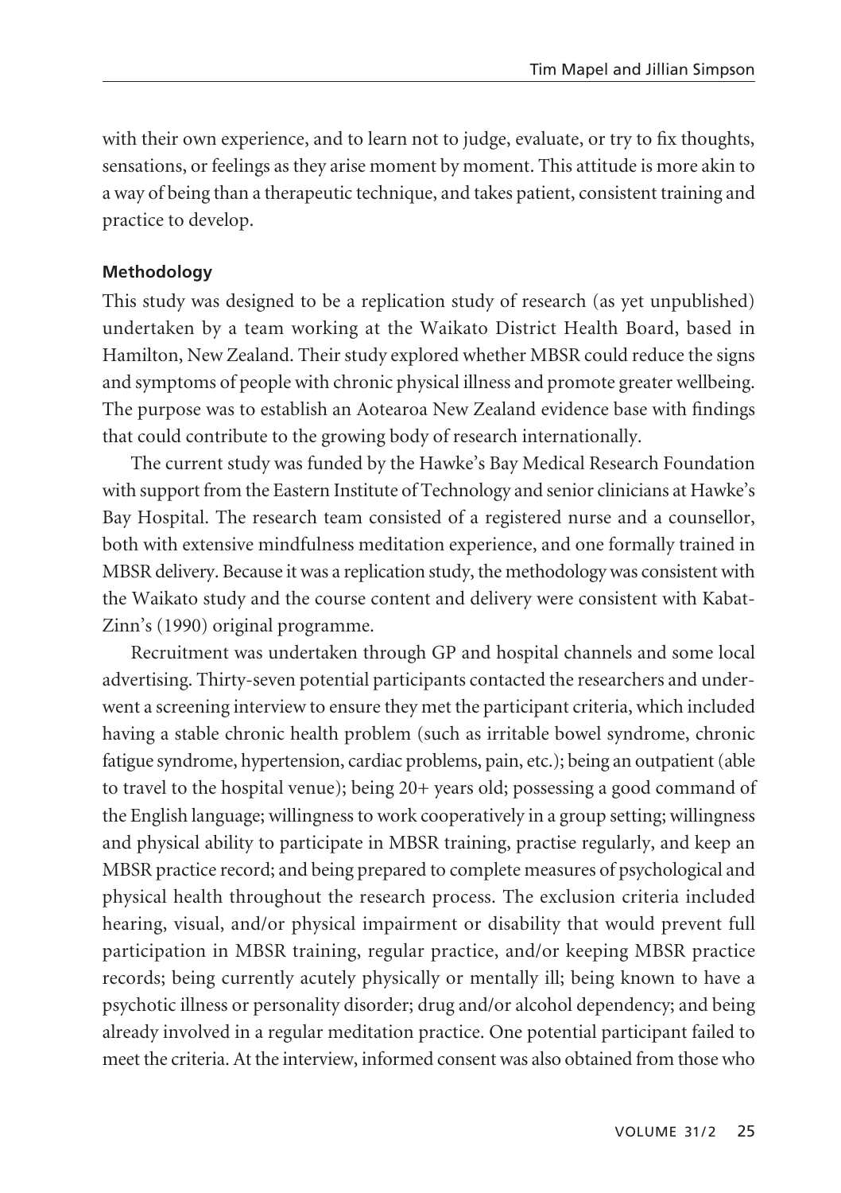with their own experience, and to learn not to judge, evaluate, or try to fix thoughts, sensations, or feelings as they arise moment by moment. This attitude is more akin to a way of being than a therapeutic technique, and takes patient, consistent training and practice to develop.

**Methodology**

This study was designed to be a replication study of research (as yet unpublished) undertaken by a team working at the Waikato District Health Board, based in Hamilton, New Zealand. Their study explored whether MBSR could reduce the signs and symptoms of people with chronic physical illness and promote greater wellbeing. The purpose was to establish an Aotearoa New Zealand evidence base with findings that could contribute to the growing body of research internationally.

The current study was funded by the Hawke's Bay Medical Research Foundation with support from the Eastern Institute of Technology and senior clinicians at Hawke's Bay Hospital. The research team consisted of a registered nurse and a counsellor, both with extensive mindfulness meditation experience, and one formally trained in MBSR delivery. Because it was a replication study, the methodology was consistent with the Waikato study and the course content and delivery were consistent with Kabat-Zinn's (1990) original programme.

Recruitment was undertaken through GP and hospital channels and some local advertising. Thirty-seven potential participants contacted the researchers and underwent a screening interview to ensure they met the participant criteria, which included having a stable chronic health problem (such as irritable bowel syndrome, chronic fatigue syndrome, hypertension, cardiac problems, pain, etc.); being an outpatient (able to travel to the hospital venue); being 20+ years old; possessing a good command of the English language; willingness to work cooperatively in a group setting; willingness and physical ability to participate in MBSR training, practise regularly, and keep an MBSR practice record; and being prepared to complete measures of psychological and physical health throughout the research process. The exclusion criteria included hearing, visual, and/or physical impairment or disability that would prevent full participation in MBSR training, regular practice, and/or keeping MBSR practice records; being currently acutely physically or mentally ill; being known to have a psychotic illness or personality disorder; drug and/or alcohol dependency; and being already involved in a regular meditation practice. One potential participant failed to meet the criteria. At the interview, informed consent was also obtained from those who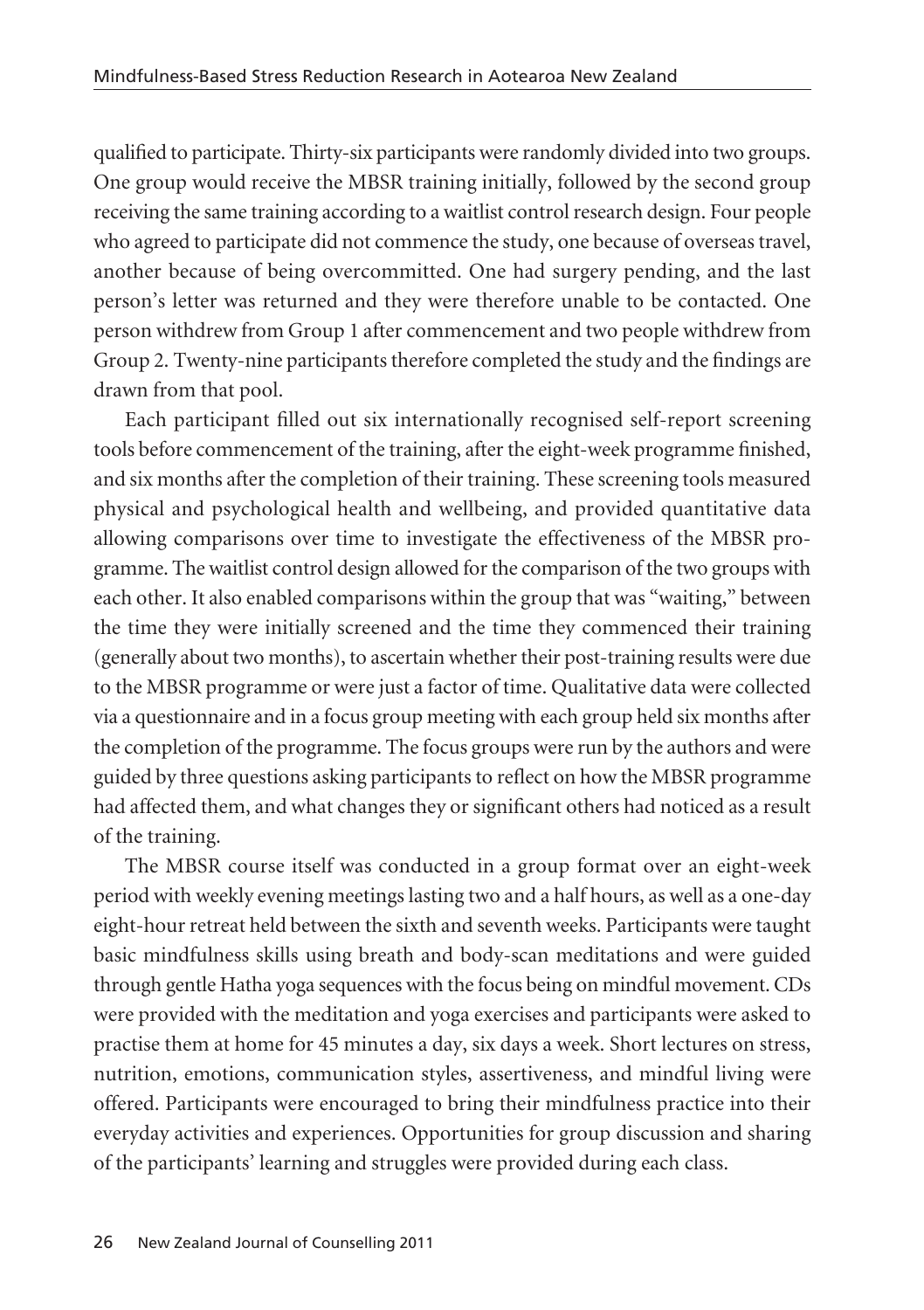qualified to participate. Thirty-six participants were randomly divided into two groups. One group would receive the MBSR training initially, followed by the second group receiving the same training according to a waitlist control research design. Four people who agreed to participate did not commence the study, one because of overseas travel, another because of being overcommitted. One had surgery pending, and the last person's letter was returned and they were therefore unable to be contacted. One person withdrew from Group 1 after commencement and two people withdrew from Group 2. Twenty-nine participants therefore completed the study and the findings are drawn from that pool.

Each participant filled out six internationally recognised self-report screening tools before commencement of the training, after the eight-week programme finished, and six months after the completion of their training. These screening tools measured physical and psychological health and wellbeing, and provided quantitative data allowing comparisons over time to investigate the effectiveness of the MBSR programme. The waitlist control design allowed for the comparison of the two groups with each other. It also enabled comparisons within the group that was "waiting," between the time they were initially screened and the time they commenced their training (generally about two months), to ascertain whether their post-training results were due to the MBSR programme or were just a factor of time. Qualitative data were collected via a questionnaire and in a focus group meeting with each group held six months after the completion of the programme. The focus groups were run by the authors and were guided by three questions asking participants to reflect on how the MBSR programme had affected them, and what changes they or significant others had noticed as a result of the training.

The MBSR course itself was conducted in a group format over an eight-week period with weekly evening meetings lasting two and a half hours, as well as a one-day eight-hour retreat held between the sixth and seventh weeks. Participants were taught basic mindfulness skills using breath and body-scan meditations and were guided through gentle Hatha yoga sequences with the focus being on mindful movement. CDs were provided with the meditation and yoga exercises and participants were asked to practise them at home for 45 minutes a day, six days a week. Short lectures on stress, nutrition, emotions, communication styles, assertiveness, and mindful living were offered. Participants were encouraged to bring their mindfulness practice into their everyday activities and experiences. Opportunities for group discussion and sharing of the participants' learning and struggles were provided during each class.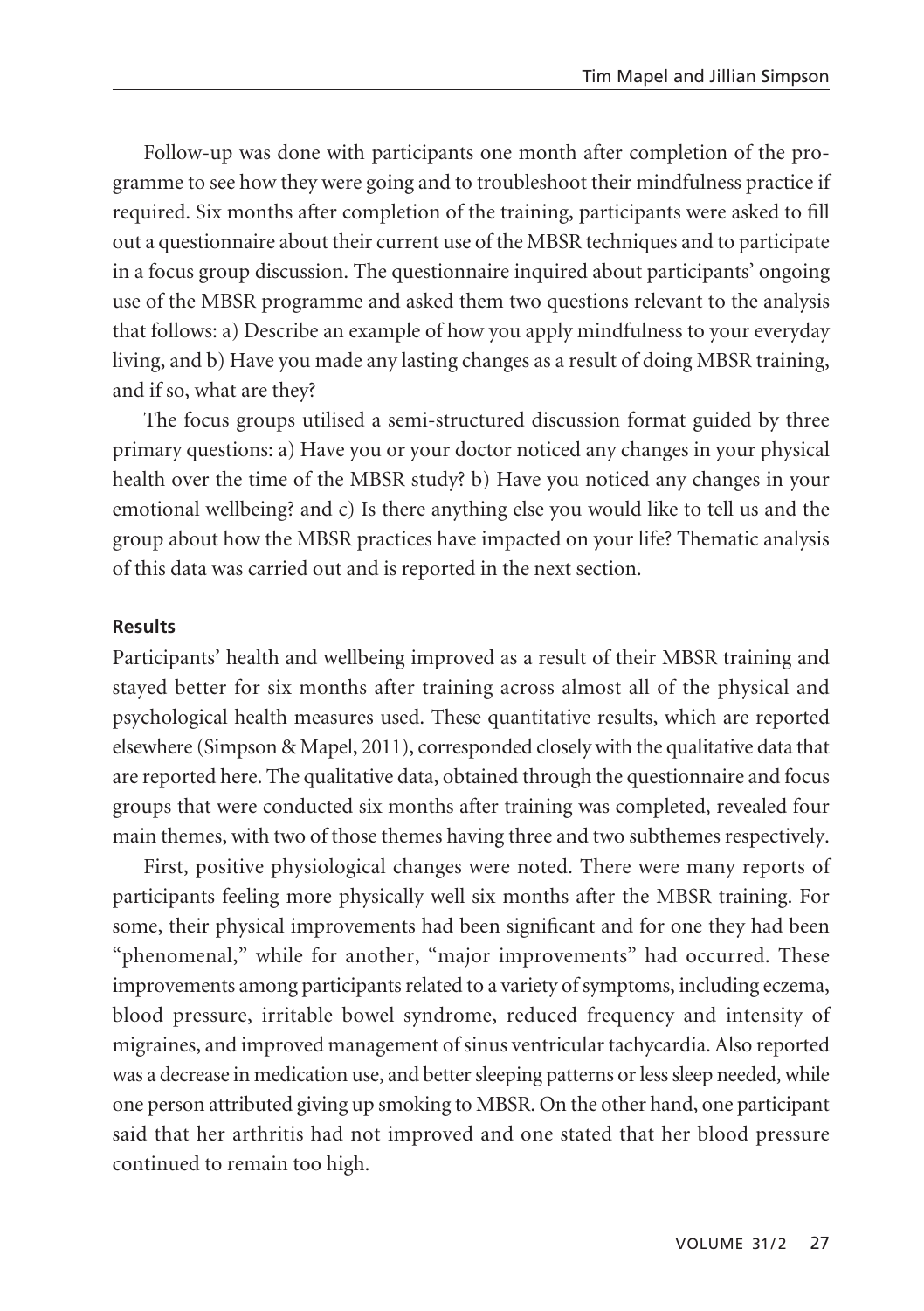Follow-up was done with participants one month after completion of the programme to see how they were going and to troubleshoot their mindfulness practice if required. Six months after completion of the training, participants were asked to fill out a questionnaire about their current use of the MBSR techniques and to participate in a focus group discussion. The questionnaire inquired about participants' ongoing use of the MBSR programme and asked them two questions relevant to the analysis that follows: a) Describe an example of how you apply mindfulness to your everyday living, and b) Have you made any lasting changes as a result of doing MBSR training, and if so, what are they?

The focus groups utilised a semi-structured discussion format guided by three primary questions: a) Have you or your doctor noticed any changes in your physical health over the time of the MBSR study? b) Have you noticed any changes in your emotional wellbeing? and c) Is there anything else you would like to tell us and the group about how the MBSR practices have impacted on your life? Thematic analysis of this data was carried out and is reported in the next section.

### Results

Participants' health and wellbeing improved as a result of their MBSR training and stayed better for six months after training across almost all of the physical and psychological health measures used. These quantitative results, which are reported elsewhere (Simpson & Mapel, 2011), corresponded closely with the qualitative data that are reported here. The qualitative data, obtained through the questionnaire and focus groups that were conducted six months after training was completed, revealed four main themes, with two of those themes having three and two subthemes respectively.

First, positive physiological changes were noted. There were many reports of participants feeling more physically well six months after the MBSR training. For some, their physical improvements had been significant and for one they had been "phenomenal," while for another, "major improvements" had occurred. These improvements among participants related to a variety of symptoms, including eczema, blood pressure, irritable bowel syndrome, reduced frequency and intensity of migraines, and improved management of sinus ventricular tachycardia. Also reported was a decrease in medication use, and better sleeping patterns or less sleep needed, while one person attributed giving up smoking to MBSR. On the other hand, one participant said that her arthritis had not improved and one stated that her blood pressure continued to remain too high.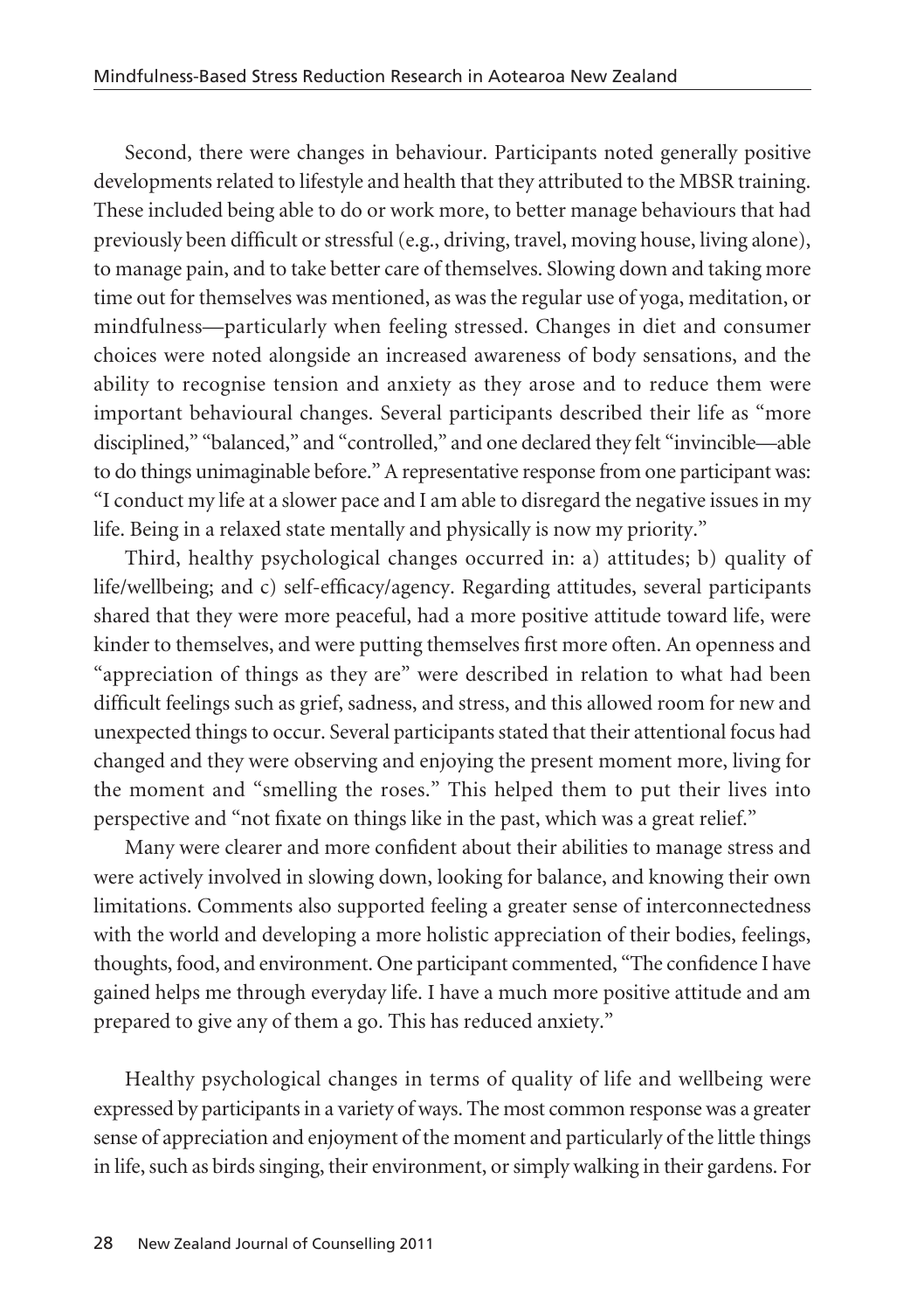Second, there were changes in behaviour. Participants noted generally positive developments related to lifestyle and health that they attributed to the MBSR training. These included being able to do or work more, to better manage behaviours that had previously been difficult or stressful (e.g., driving, travel, moving house, living alone), to manage pain, and to take better care of themselves. Slowing down and taking more time out for themselves was mentioned, as was the regular use of yoga, meditation, or mindfulness—particularly when feeling stressed. Changes in diet and consumer choices were noted alongside an increased awareness of body sensations, and the ability to recognise tension and anxiety as they arose and to reduce them were important behavioural changes. Several participants described their life as "more disciplined," "balanced," and "controlled," and one declared they felt "invincible—able to do things unimaginable before." A representative response from one participant was: "I conduct my life at a slower pace and I am able to disregard the negative issues in my life. Being in a relaxed state mentally and physically is now my priority."

Third, healthy psychological changes occurred in: a) attitudes; b) quality of life/wellbeing; and c) self-efficacy/agency. Regarding attitudes, several participants shared that they were more peaceful, had a more positive attitude toward life, were kinder to themselves, and were putting themselves first more often. An openness and "appreciation of things as they are" were described in relation to what had been difficult feelings such as grief, sadness, and stress, and this allowed room for new and unexpected things to occur. Several participants stated that their attentional focus had changed and they were observing and enjoying the present moment more, living for the moment and "smelling the roses." This helped them to put their lives into perspective and "not fixate on things like in the past, which was a great relief."

Many were clearer and more confident about their abilities to manage stress and were actively involved in slowing down, looking for balance, and knowing their own limitations. Comments also supported feeling a greater sense of interconnectedness with the world and developing a more holistic appreciation of their bodies, feelings, thoughts, food, and environment. One participant commented, "The confidence I have gained helps me through everyday life. I have a much more positive attitude and am prepared to give any of them a go. This has reduced anxiety."

Healthy psychological changes in terms of quality of life and wellbeing were expressed by participants in a variety of ways. The most common response was a greater sense of appreciation and enjoyment of the moment and particularly of the little things in life, such as birds singing, their environment, or simply walking in their gardens. For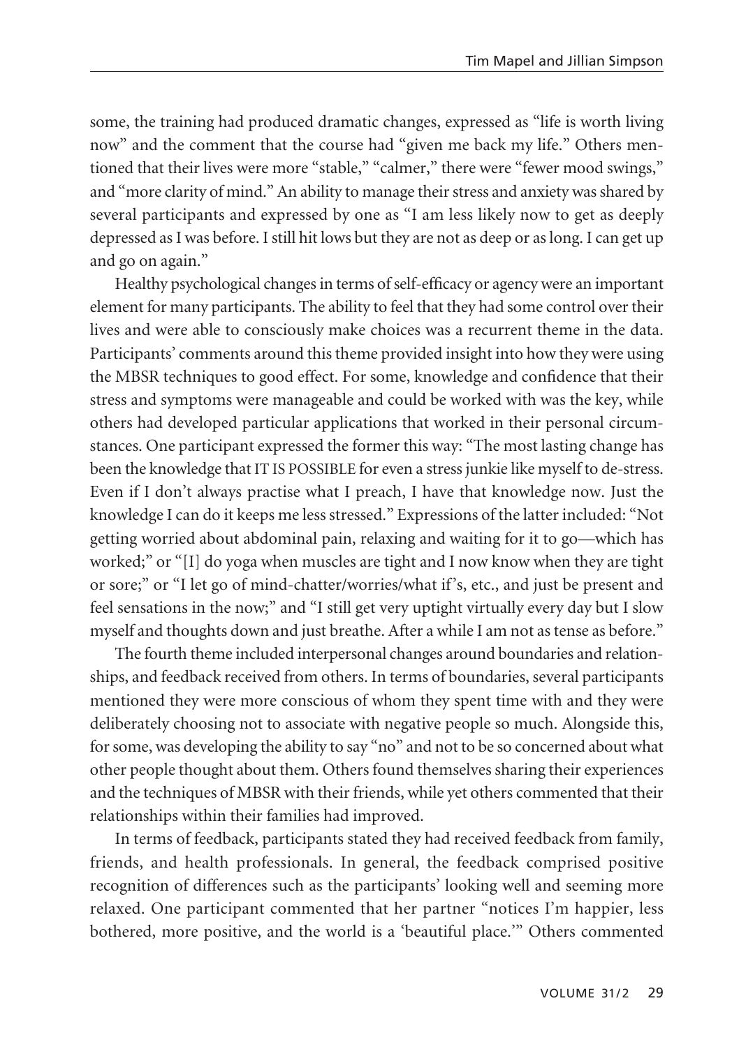some, the training had produced dramatic changes, expressed as "life is worth living now" and the comment that the course had "given me back my life." Others mentioned that their lives were more "stable," "calmer," there were "fewer mood swings," and "more clarity of mind." An ability to manage their stress and anxiety was shared by several participants and expressed by one as "I am less likely now to get as deeply depressed as I was before. I still hit lows but they are not as deep or as long. I can get up and go on again."

Healthy psychological changes in terms of self-efficacy or agency were an important element for many participants. The ability to feel that they had some control over their lives and were able to consciously make choices was a recurrent theme in the data. Participants' comments around this theme provided insight into how they were using the MBSR techniques to good effect. For some, knowledge and confidence that their stress and symptoms were manageable and could be worked with was the key, while others had developed particular applications that worked in their personal circumstances. One participant expressed the former this way: "The most lasting change has been the knowledge that IT IS POSSIBLE for even a stress junkie like myself to de-stress. Even if I don't always practise what I preach, I have that knowledge now. Just the knowledge I can do it keeps me less stressed." Expressions of the latter included: "Not getting worried about abdominal pain, relaxing and waiting for it to go—which has worked;" or "[I] do yoga when muscles are tight and I now know when they are tight or sore;" or "I let go of mind-chatter/worries/what if's, etc., and just be present and feel sensations in the now;" and "I still get very uptight virtually every day but I slow myself and thoughts down and just breathe. After a while I am not as tense as before."

The fourth theme included interpersonal changes around boundaries and relationships, and feedback received from others. In terms of boundaries, several participants mentioned they were more conscious of whom they spent time with and they were deliberately choosing not to associate with negative people so much. Alongside this, for some, was developing the ability to say "no" and not to be so concerned about what other people thought about them. Others found themselves sharing their experiences and the techniques of MBSR with their friends, while yet others commented that their relationships within their families had improved.

In terms of feedback, participants stated they had received feedback from family, friends, and health professionals. In general, the feedback comprised positive recognition of differences such as the participants' looking well and seeming more relaxed. One participant commented that her partner "notices I'm happier, less bothered, more positive, and the world is a 'beautiful place.'" Others commented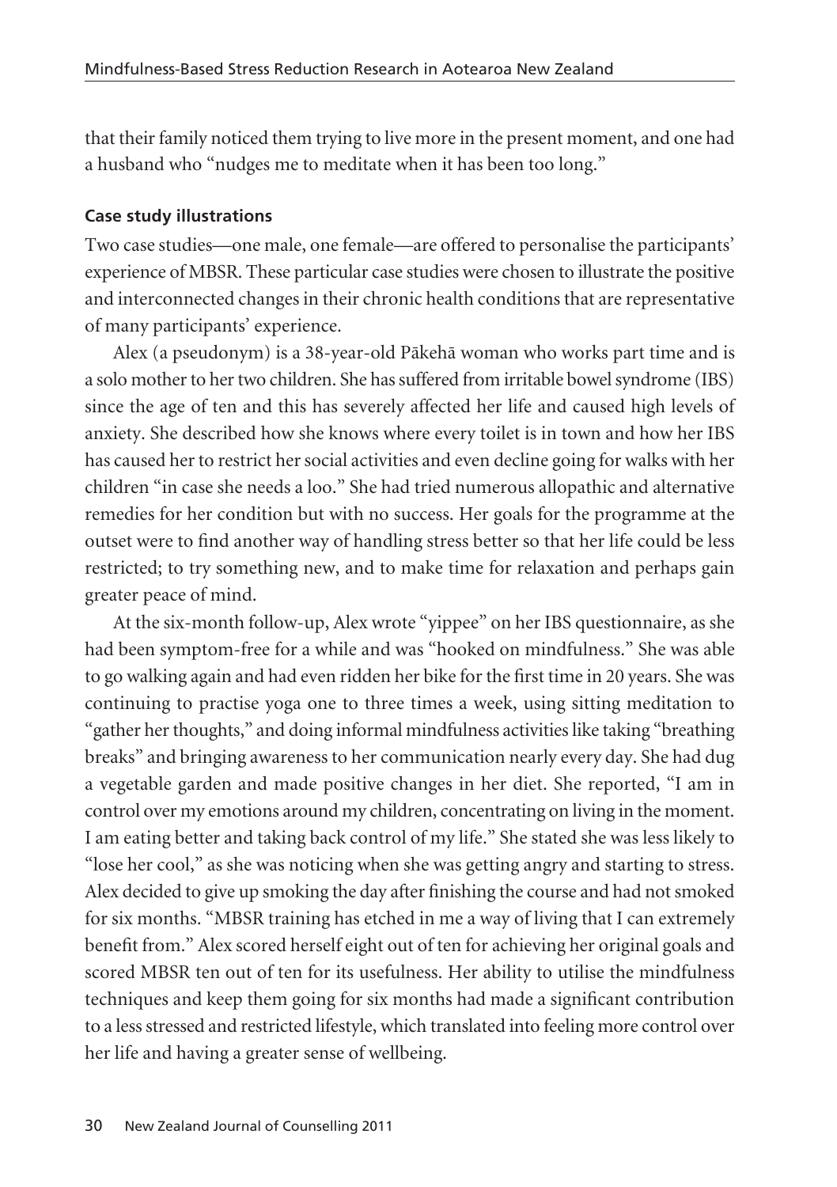that their family noticed them trying to live more in the present moment, and one had a husband who "nudges me to meditate when it has been too long."

### Case study illustrations

Two case studies—one male, one female—are offered to personalise the participants' experience of MBSR. These particular case studies were chosen to illustrate the positive and interconnected changes in their chronic health conditions that are representative of many participants' experience.

Alex (a pseudonym) is a 38-year-old Pākehā woman who works part time and is a solo mother to her two children. She has suffered from irritable bowel syndrome (IBS) since the age of ten and this has severely affected her life and caused high levels of anxiety. She described how she knows where every toilet is in town and how her IBS has caused her to restrict her social activities and even decline going for walks with her children "in case she needs a loo." She had tried numerous allopathic and alternative remedies for her condition but with no success. Her goals for the programme at the outset were to find another way of handling stress better so that her life could be less restricted; to try something new, and to make time for relaxation and perhaps gain greater peace of mind.

At the six-month follow-up, Alex wrote "yippee" on her IBS questionnaire, as she had been symptom-free for a while and was "hooked on mindfulness." She was able to go walking again and had even ridden her bike for the first time in 20 years. She was continuing to practise yoga one to three times a week, using sitting meditation to "gather her thoughts," and doing informal mindfulness activities like taking "breathing breaks" and bringing awareness to her communication nearly every day. She had dug a vegetable garden and made positive changes in her diet. She reported, "I am in control over my emotions around my children, concentrating on living in the moment. I am eating better and taking back control of my life." She stated she was less likely to "lose her cool," as she was noticing when she was getting angry and starting to stress. Alex decided to give up smoking the day after finishing the course and had not smoked for six months. "MBSR training has etched in me a way of living that I can extremely benefit from." Alex scored herself eight out of ten for achieving her original goals and scored MBSR ten out of ten for its usefulness. Her ability to utilise the mindfulness techniques and keep them going for six months had made a significant contribution to a less stressed and restricted lifestyle, which translated into feeling more control over her life and having a greater sense of wellbeing.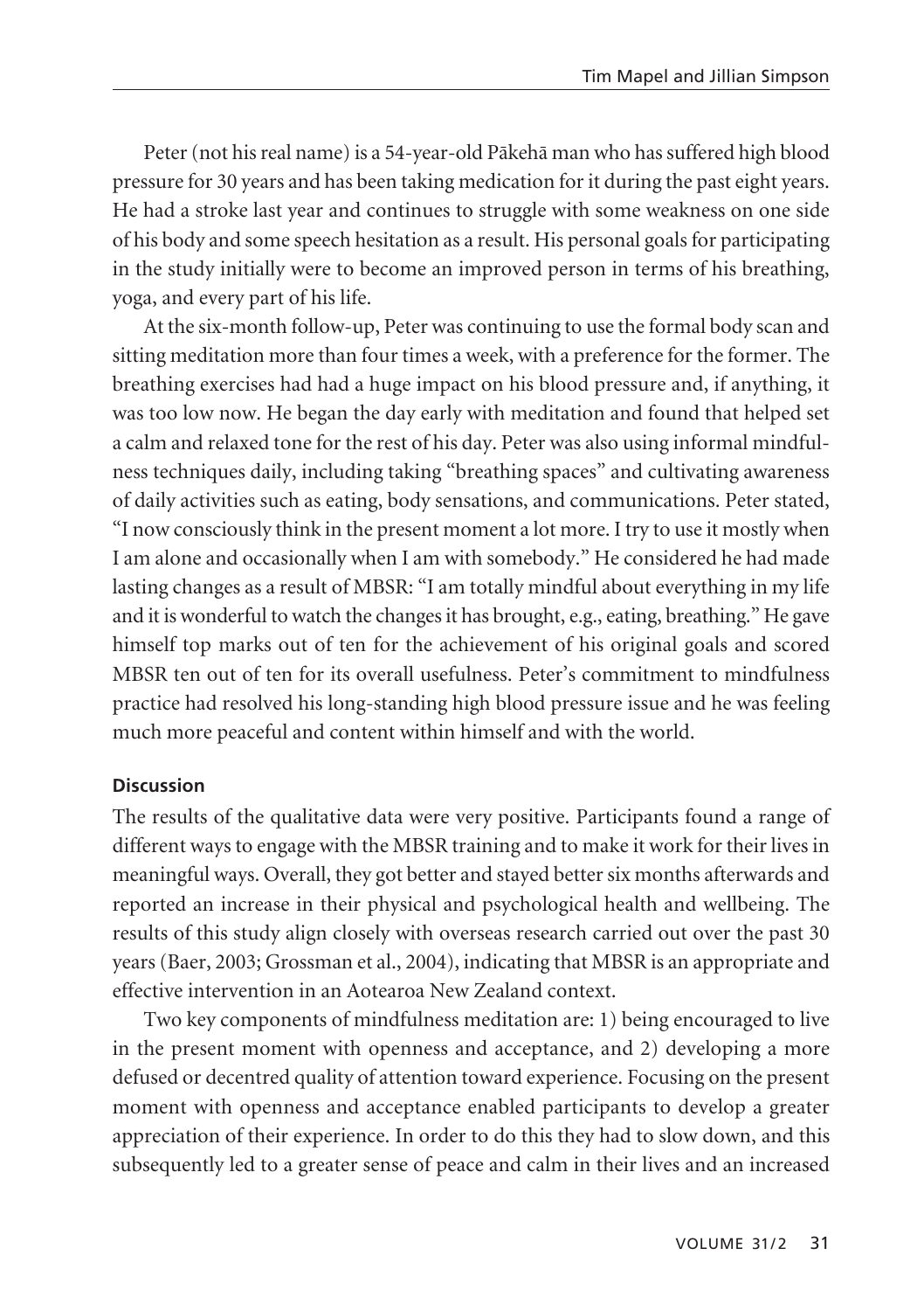Peter (not his real name) is a 54-year-old Pākehā man who has suffered high blood pressure for 30 years and has been taking medication for it during the past eight years. He had a stroke last year and continues to struggle with some weakness on one side of his body and some speech hesitation as a result. His personal goals for participating in the study initially were to become an improved person in terms of his breathing, yoga, and every part of his life.

At the six-month follow-up, Peter was continuing to use the formal body scan and sitting meditation more than four times a week, with a preference for the former. The breathing exercises had had a huge impact on his blood pressure and, if anything, it was too low now. He began the day early with meditation and found that helped set a calm and relaxed tone for the rest of his day. Peter was also using informal mindfulness techniques daily, including taking "breathing spaces" and cultivating awareness of daily activities such as eating, body sensations, and communications. Peter stated, "I now consciously think in the present moment a lot more. I try to use it mostly when I am alone and occasionally when I am with somebody." He considered he had made lasting changes as a result of MBSR: "I am totally mindful about everything in my life and it is wonderful to watch the changes it has brought, e.g., eating, breathing." He gave himself top marks out of ten for the achievement of his original goals and scored MBSR ten out of ten for its overall usefulness. Peter's commitment to mindfulness practice had resolved his long-standing high blood pressure issue and he was feeling much more peaceful and content within himself and with the world.

### Discussion

The results of the qualitative data were very positive. Participants found a range of different ways to engage with the MBSR training and to make it work for their lives in meaningful ways. Overall, they got better and stayed better six months afterwards and reported an increase in their physical and psychological health and wellbeing. The results of this study align closely with overseas research carried out over the past 30 years (Baer, 2003; Grossman et al., 2004), indicating that MBSR is an appropriate and effective intervention in an Aotearoa New Zealand context.

Two key components of mindfulness meditation are: 1) being encouraged to live in the present moment with openness and acceptance, and 2) developing a more defused or decentred quality of attention toward experience. Focusing on the present moment with openness and acceptance enabled participants to develop a greater appreciation of their experience. In order to do this they had to slow down, and this subsequently led to a greater sense of peace and calm in their lives and an increased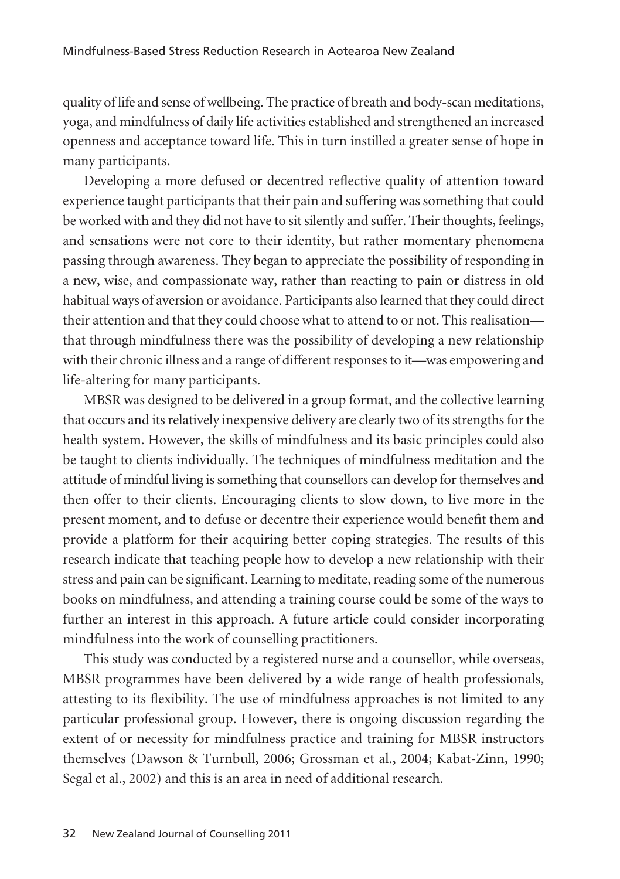quality of life and sense of wellbeing. The practice of breath and body-scan meditations, yoga, and mindfulness of daily life activities established and strengthened an increased openness and acceptance toward life. This in turn instilled a greater sense of hope in many participants.

Developing a more defused or decentred reflective quality of attention toward experience taught participants that their pain and suffering was something that could be worked with and they did not have to sit silently and suffer. Their thoughts, feelings, and sensations were not core to their identity, but rather momentary phenomena passing through awareness. They began to appreciate the possibility of responding in a new, wise, and compassionate way, rather than reacting to pain or distress in old habitual ways of aversion or avoidance. Participants also learned that they could direct their attention and that they could choose what to attend to or not. This realisation—that through mindfulness there was the possibility of developing a new relationship with their chronic illness and a range of different responses to it—was empowering and life-altering for many participants.

MBSR was designed to be delivered in a group format, and the collective learning that occurs and its relatively inexpensive delivery are clearly two of its strengths for the health system. However, the skills of mindfulness and its basic principles could also be taught to clients individually. The techniques of mindfulness meditation and the attitude of mindful living is something that counsellors can develop for themselves and then offer to their clients. Encouraging clients to slow down, to live more in the present moment, and to defuse or decentre their experience would benefit them and provide a platform for their acquiring better coping strategies. The results of this research indicate that teaching people how to develop a new relationship with their stress and pain can be significant. Learning to meditate, reading some of the numerous books on mindfulness, and attending a training course could be some of the ways to further an interest in this approach. A future article could consider incorporating mindfulness into the work of counselling practitioners.

This study was conducted by a registered nurse and a counsellor, while overseas, MBSR programmes have been delivered by a wide range of health professionals, attesting to its flexibility. The use of mindfulness approaches is not limited to any particular professional group. However, there is ongoing discussion regarding the extent of or necessity for mindfulness practice and training for MBSR instructors themselves (Dawson & Turnbull, 2006; Grossman et al., 2004; Kabat-Zinn, 1990; Segal et al., 2002) and this is an area in need of additional research.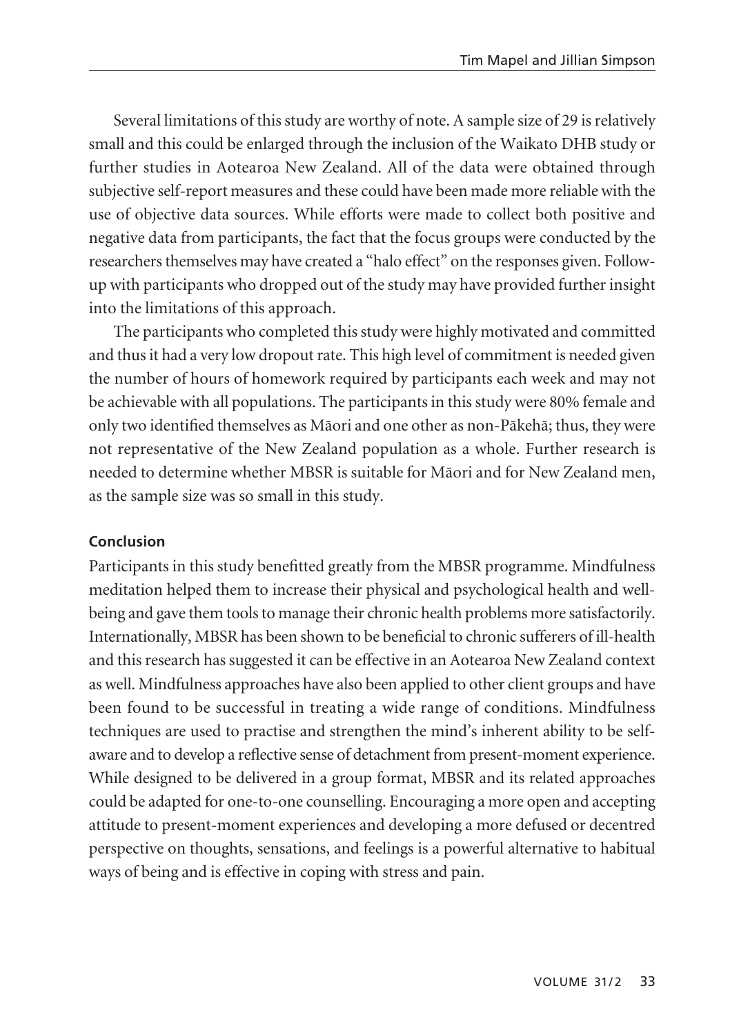Several limitations of this study are worthy of note. A sample size of 29 is relatively small and this could be enlarged through the inclusion of the Waikato DHB study or further studies in Aotearoa New Zealand. All of the data were obtained through subjective self-report measures and these could have been made more reliable with the use of objective data sources. While efforts were made to collect both positive and negative data from participants, the fact that the focus groups were conducted by the researchers themselves may have created a "halo effect" on the responses given. Follow-up with participants who dropped out of the study may have provided further insight into the limitations of this approach.

The participants who completed this study were highly motivated and committed and thus it had a very low dropout rate. This high level of commitment is needed given the number of hours of homework required by participants each week and may not be achievable with all populations. The participants in this study were 80% female and only two identified themselves as Māori and one other as non-Pākehā; thus, they were not representative of the New Zealand population as a whole. Further research is needed to determine whether MBSR is suitable for Māori and for New Zealand men, as the sample size was so small in this study.

## Conclusion

Participants in this study benefitted greatly from the MBSR programme. Mindfulness meditation helped them to increase their physical and psychological health and well-being and gave them tools to manage their chronic health problems more satisfactorily. Internationally, MBSR has been shown to be beneficial to chronic sufferers of ill-health and this research has suggested it can be effective in an Aotearoa New Zealand context as well. Mindfulness approaches have also been applied to other client groups and have been found to be successful in treating a wide range of conditions. Mindfulness techniques are used to practise and strengthen the mind's inherent ability to be self-aware and to develop a reflective sense of detachment from present-moment experience. While designed to be delivered in a group format, MBSR and its related approaches could be adapted for one-to-one counselling. Encouraging a more open and accepting attitude to present-moment experiences and developing a more defused or decentred perspective on thoughts, sensations, and feelings is a powerful alternative to habitual ways of being and is effective in coping with stress and pain.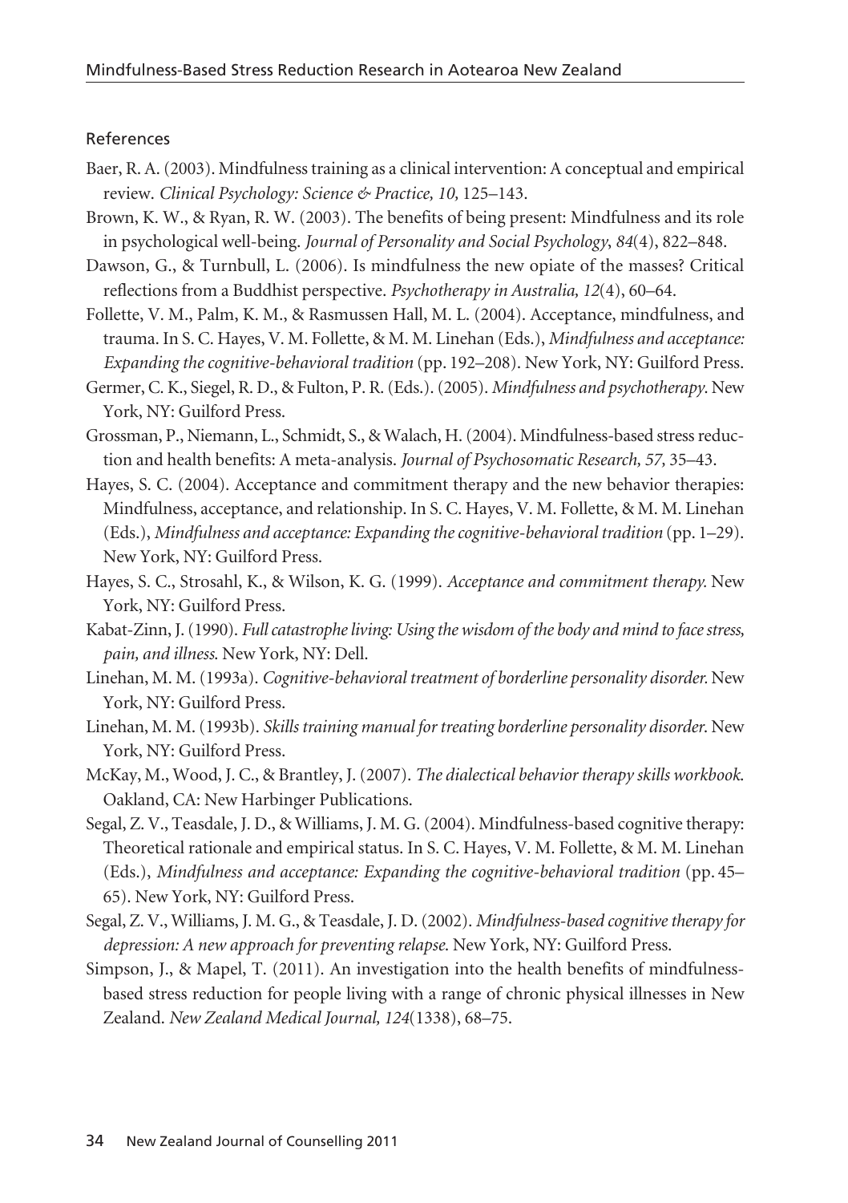## References

Baer, R. A. (2003). Mindfulness training as a clinical intervention: A conceptual and empirical review. *Clinical Psychology: Science & Practice, 10,* 125–143.

Brown, K. W., & Ryan, R. W. (2003). The benefits of being present: Mindfulness and its role in psychological well-being. *Journal of Personality and Social Psychology*, *84*(4), 822–848.

Dawson, G., & Turnbull, L. (2006). Is mindfulness the new opiate of the masses? Critical reflections from a Buddhist perspective. *Psychotherapy in Australia, 12*(4), 60–64.

Follette, V. M., Palm, K. M., & Rasmussen Hall, M. L. (2004). Acceptance, mindfulness, and trauma. In S. C. Hayes, V. M. Follette, & M. M. Linehan (Eds.), *Mindfulness and acceptance: Expanding the cognitive-behavioral tradition* (pp. 192–208). New York, NY: Guilford Press.

Germer, C. K., Siegel, R. D., & Fulton, P. R. (Eds.). (2005). *Mindfulness and psychotherapy*. New York, NY: Guilford Press.

Grossman, P., Niemann, L., Schmidt, S., & Walach, H. (2004). Mindfulness-based stress reduction and health benefits: A meta-analysis. *Journal of Psychosomatic Research, 57,* 35–43.

Hayes, S. C. (2004). Acceptance and commitment therapy and the new behavior therapies: Mindfulness, acceptance, and relationship. In S. C. Hayes, V. M. Follette, & M. M. Linehan (Eds.), *Mindfulness and acceptance: Expanding the cognitive-behavioral tradition* (pp. 1–29). New York, NY: Guilford Press.

Hayes, S. C., Strosahl, K., & Wilson, K. G. (1999). *Acceptance and commitment therapy.* New York, NY: Guilford Press.

Kabat-Zinn, J. (1990). *Full catastrophe living: Using the wisdom of the body and mind to face stress, pain, and illness.* New York, NY: Dell.

Linehan, M. M. (1993a). *Cognitive-behavioral treatment of borderline personality disorder.* New York, NY: Guilford Press.

Linehan, M. M. (1993b). *Skills training manual for treating borderline personality disorder.* New York, NY: Guilford Press.

McKay, M., Wood, J. C., & Brantley, J. (2007). *The dialectical behavior therapy skills workbook.* Oakland, CA: New Harbinger Publications.

Segal, Z. V., Teasdale, J. D., & Williams, J. M. G. (2004). Mindfulness-based cognitive therapy: Theoretical rationale and empirical status. In S. C. Hayes, V. M. Follette, & M. M. Linehan (Eds.), *Mindfulness and acceptance: Expanding the cognitive-behavioral tradition* (pp. 45–65). New York, NY: Guilford Press.

Segal, Z. V., Williams, J. M. G., & Teasdale, J. D. (2002). *Mindfulness-based cognitive therapy for depression: A new approach for preventing relapse.* New York, NY: Guilford Press.

Simpson, J., & Mapel, T. (2011). An investigation into the health benefits of mindfulness-based stress reduction for people living with a range of chronic physical illnesses in New Zealand. *New Zealand Medical Journal, 124*(1338), 68–75.